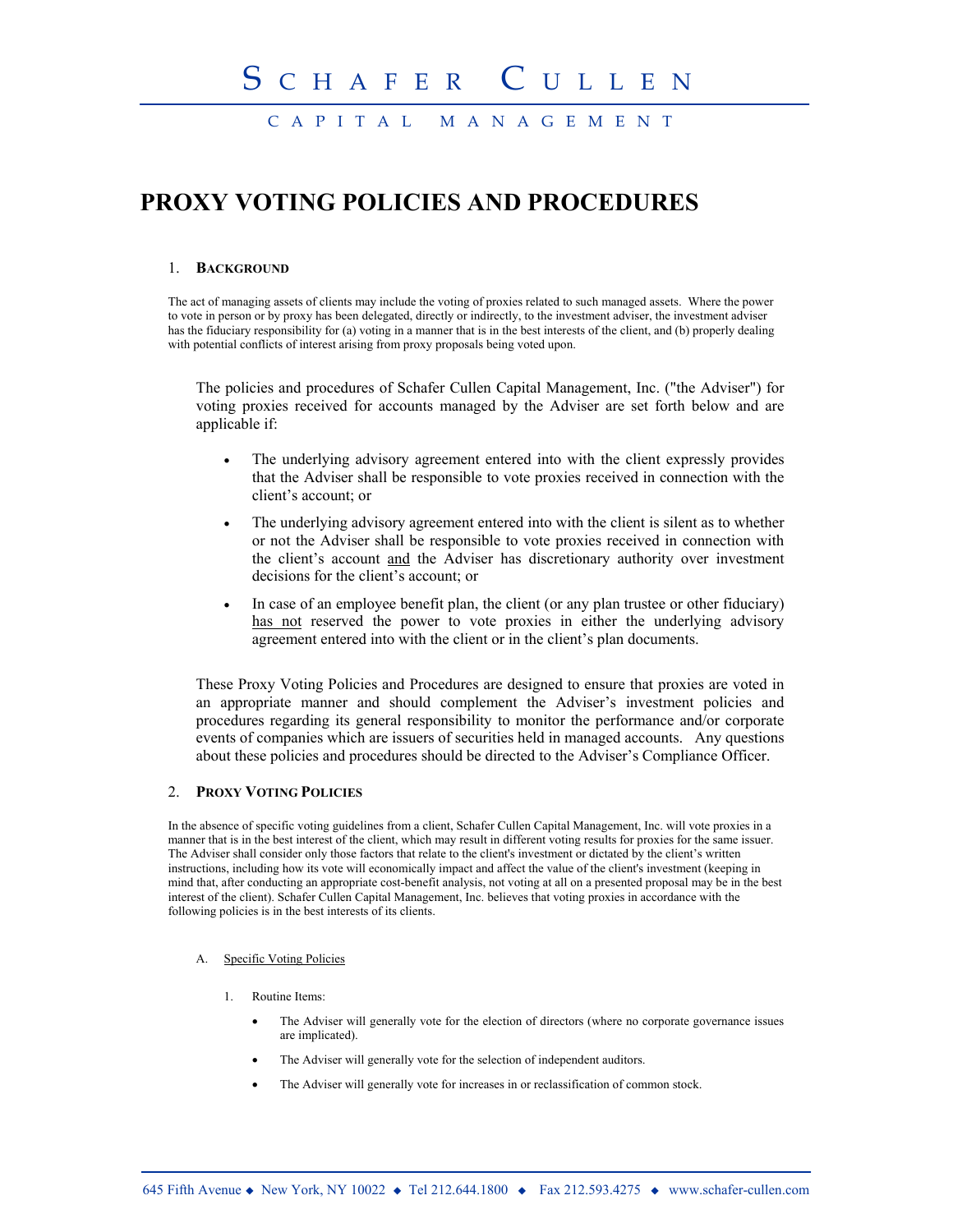# SCHAFER CULLEN

CAPITAL MANAGEMENT

# PROXY VOTING POLICIES AND PROCEDURES

## 1. BACKGROUND

The act of managing assets of clients may include the voting of proxies related to such managed assets. Where the power to vote in person or by proxy has been delegated, directly or indirectly, to the investment adviser, the investment adviser has the fiduciary responsibility for (a) voting in a manner that is in the best interests of the client, and (b) properly dealing with potential conflicts of interest arising from proxy proposals being voted upon.

The policies and procedures of Schafer Cullen Capital Management, Inc. ("the Adviser") for voting proxies received for accounts managed by the Adviser are set forth below and are applicable if:

- The underlying advisory agreement entered into with the client expressly provides that the Adviser shall be responsible to vote proxies received in connection with the client's account; or
- The underlying advisory agreement entered into with the client is silent as to whether or not the Adviser shall be responsible to vote proxies received in connection with the client's account <u>and</u> the Adviser has discretionary authority over investment decisions for the client's account; or
- In case of an employee benefit plan, the client (or any plan trustee or other fiduciary) <u>has not</u> reserved the power to vote proxies in either the underlying advisory agreement entered into with the client or in the client's plan documents.

These Proxy Voting Policies and Procedures are designed to ensure that proxies are voted in an appropriate manner and should complement the Adviser's investment policies and procedures regarding its general responsibility to monitor the performance and/or corporate events of companies which are issuers of securities held in managed accounts. Any questions about these policies and procedures should be directed to the Adviser's Compliance Officer.

## 2. PROXY VOTING POLICIES

In the absence of specific voting guidelines from a client, Schafer Cullen Capital Management, Inc. will vote proxies in a manner that is in the best interest of the client, which may result in different voting results for proxies for the same issuer. The Adviser shall consider only those factors that relate to the client's investment or dictated by the client's written instructions, including how its vote will economically impact and affect the value of the client's investment (keeping in mind that, after conducting an appropriate cost-benefit analysis, not voting at all on a presented proposal may be in the best interest of the client). Schafer Cullen Capital Management, Inc. believes that voting proxies in accordance with the following policies is in the best interests of its clients.

### A. <u>Specific Voting Policies</u>

1. Routine Items:

   - The Adviser will generally vote for the election of directors (where no corporate governance issues are implicated).
   - The Adviser will generally vote for the selection of independent auditors.
   - The Adviser will generally vote for increases in or reclassification of common stock.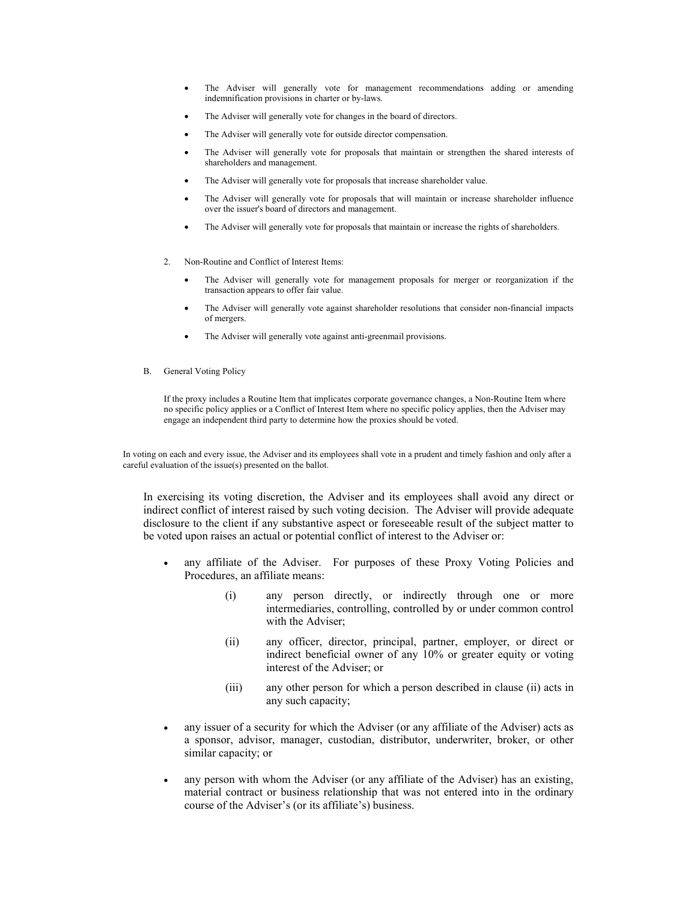- The Adviser will generally vote for management recommendations adding or amending indemnification provisions in charter or by-laws.
- The Adviser will generally vote for changes in the board of directors.
- The Adviser will generally vote for outside director compensation.
- The Adviser will generally vote for proposals that maintain or strengthen the shared interests of shareholders and management.
- The Adviser will generally vote for proposals that increase shareholder value.
- The Adviser will generally vote for proposals that will maintain or increase shareholder influence over the issuer's board of directors and management.
- The Adviser will generally vote for proposals that maintain or increase the rights of shareholders.

2. Non-Routine and Conflict of Interest Items:

   - The Adviser will generally vote for management proposals for merger or reorganization if the transaction appears to offer fair value.
   - The Adviser will generally vote against shareholder resolutions that consider non-financial impacts of mergers.
   - The Adviser will generally vote against anti-greenmail provisions.

B. General Voting Policy

If the proxy includes a Routine Item that implicates corporate governance changes, a Non-Routine Item where no specific policy applies or a Conflict of Interest Item where no specific policy applies, then the Adviser may engage an independent third party to determine how the proxies should be voted.

In voting on each and every issue, the Adviser and its employees shall vote in a prudent and timely fashion and only after a careful evaluation of the issue(s) presented on the ballot.

In exercising its voting discretion, the Adviser and its employees shall avoid any direct or indirect conflict of interest raised by such voting decision. The Adviser will provide adequate disclosure to the client if any substantive aspect or foreseeable result of the subject matter to be voted upon raises an actual or potential conflict of interest to the Adviser or:

- any affiliate of the Adviser. For purposes of these Proxy Voting Policies and Procedures, an affiliate means:
  - (i) any person directly, or indirectly through one or more intermediaries, controlling, controlled by or under common control with the Adviser;
  - (ii) any officer, director, principal, partner, employer, or direct or indirect beneficial owner of any 10% or greater equity or voting interest of the Adviser; or
  - (iii) any other person for which a person described in clause (ii) acts in any such capacity;
- any issuer of a security for which the Adviser (or any affiliate of the Adviser) acts as a sponsor, advisor, manager, custodian, distributor, underwriter, broker, or other similar capacity; or
- any person with whom the Adviser (or any affiliate of the Adviser) has an existing, material contract or business relationship that was not entered into in the ordinary course of the Adviser's (or its affiliate's) business.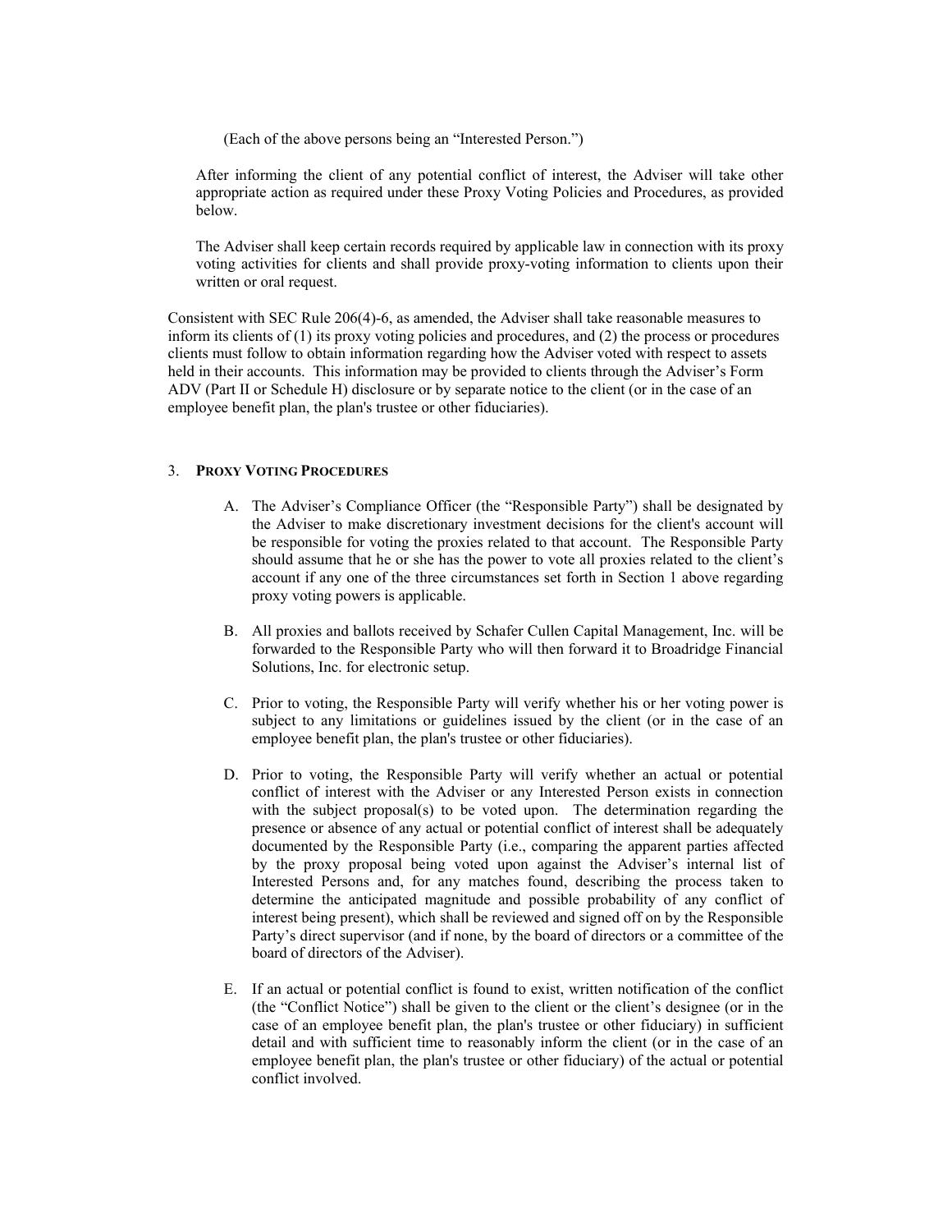(Each of the above persons being an "Interested Person.")

After informing the client of any potential conflict of interest, the Adviser will take other appropriate action as required under these Proxy Voting Policies and Procedures, as provided below.

The Adviser shall keep certain records required by applicable law in connection with its proxy voting activities for clients and shall provide proxy-voting information to clients upon their written or oral request.

Consistent with SEC Rule 206(4)-6, as amended, the Adviser shall take reasonable measures to inform its clients of (1) its proxy voting policies and procedures, and (2) the process or procedures clients must follow to obtain information regarding how the Adviser voted with respect to assets held in their accounts. This information may be provided to clients through the Adviser's Form ADV (Part II or Schedule H) disclosure or by separate notice to the client (or in the case of an employee benefit plan, the plan's trustee or other fiduciaries).

## 3. **Proxy Voting Procedures**

A. The Adviser's Compliance Officer (the "Responsible Party") shall be designated by the Adviser to make discretionary investment decisions for the client's account will be responsible for voting the proxies related to that account. The Responsible Party should assume that he or she has the power to vote all proxies related to the client's account if any one of the three circumstances set forth in Section 1 above regarding proxy voting powers is applicable.

B. All proxies and ballots received by Schafer Cullen Capital Management, Inc. will be forwarded to the Responsible Party who will then forward it to Broadridge Financial Solutions, Inc. for electronic setup.

C. Prior to voting, the Responsible Party will verify whether his or her voting power is subject to any limitations or guidelines issued by the client (or in the case of an employee benefit plan, the plan's trustee or other fiduciaries).

D. Prior to voting, the Responsible Party will verify whether an actual or potential conflict of interest with the Adviser or any Interested Person exists in connection with the subject proposal(s) to be voted upon. The determination regarding the presence or absence of any actual or potential conflict of interest shall be adequately documented by the Responsible Party (i.e., comparing the apparent parties affected by the proxy proposal being voted upon against the Adviser's internal list of Interested Persons and, for any matches found, describing the process taken to determine the anticipated magnitude and possible probability of any conflict of interest being present), which shall be reviewed and signed off on by the Responsible Party's direct supervisor (and if none, by the board of directors or a committee of the board of directors of the Adviser).

E. If an actual or potential conflict is found to exist, written notification of the conflict (the "Conflict Notice") shall be given to the client or the client's designee (or in the case of an employee benefit plan, the plan's trustee or other fiduciary) in sufficient detail and with sufficient time to reasonably inform the client (or in the case of an employee benefit plan, the plan's trustee or other fiduciary) of the actual or potential conflict involved.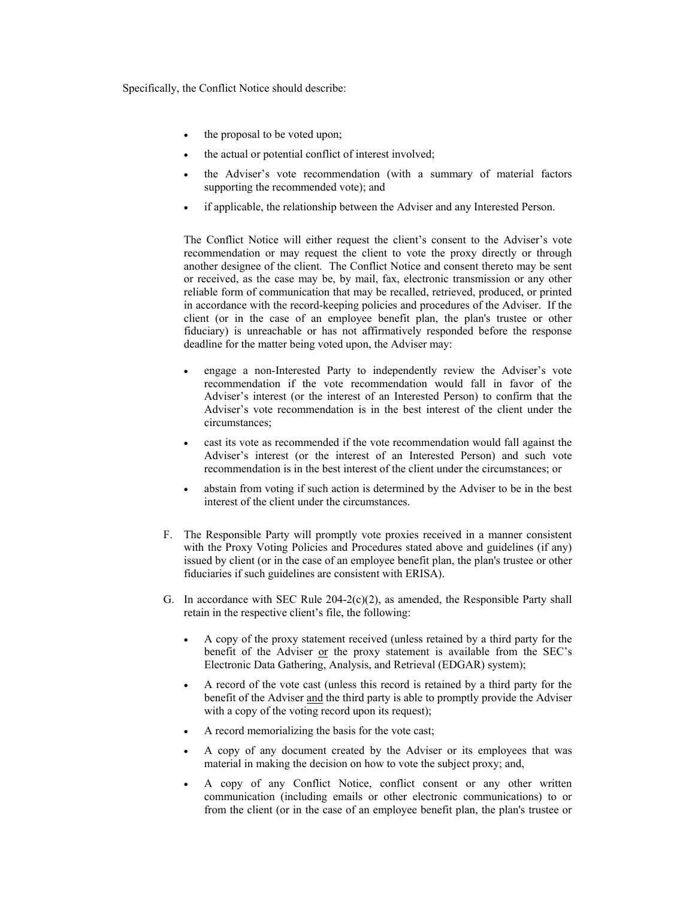Specifically, the Conflict Notice should describe:

- the proposal to be voted upon;
- the actual or potential conflict of interest involved;
- the Adviser's vote recommendation (with a summary of material factors supporting the recommended vote); and
- if applicable, the relationship between the Adviser and any Interested Person.

The Conflict Notice will either request the client's consent to the Adviser's vote recommendation or may request the client to vote the proxy directly or through another designee of the client. The Conflict Notice and consent thereto may be sent or received, as the case may be, by mail, fax, electronic transmission or any other reliable form of communication that may be recalled, retrieved, produced, or printed in accordance with the record-keeping policies and procedures of the Adviser. If the client (or in the case of an employee benefit plan, the plan's trustee or other fiduciary) is unreachable or has not affirmatively responded before the response deadline for the matter being voted upon, the Adviser may:

- engage a non-Interested Party to independently review the Adviser's vote recommendation if the vote recommendation would fall in favor of the Adviser's interest (or the interest of an Interested Person) to confirm that the Adviser's vote recommendation is in the best interest of the client under the circumstances;
- cast its vote as recommended if the vote recommendation would fall against the Adviser's interest (or the interest of an Interested Person) and such vote recommendation is in the best interest of the client under the circumstances; or
- abstain from voting if such action is determined by the Adviser to be in the best interest of the client under the circumstances.

F. The Responsible Party will promptly vote proxies received in a manner consistent with the Proxy Voting Policies and Procedures stated above and guidelines (if any) issued by client (or in the case of an employee benefit plan, the plan's trustee or other fiduciaries if such guidelines are consistent with ERISA).

G. In accordance with SEC Rule 204-2(c)(2), as amended, the Responsible Party shall retain in the respective client's file, the following:

- A copy of the proxy statement received (unless retained by a third party for the benefit of the Adviser <u>or</u> the proxy statement is available from the SEC's Electronic Data Gathering, Analysis, and Retrieval (EDGAR) system);
- A record of the vote cast (unless this record is retained by a third party for the benefit of the Adviser <u>and</u> the third party is able to promptly provide the Adviser with a copy of the voting record upon its request);
- A record memorializing the basis for the vote cast;
- A copy of any document created by the Adviser or its employees that was material in making the decision on how to vote the subject proxy; and,
- A copy of any Conflict Notice, conflict consent or any other written communication (including emails or other electronic communications) to or from the client (or in the case of an employee benefit plan, the plan's trustee or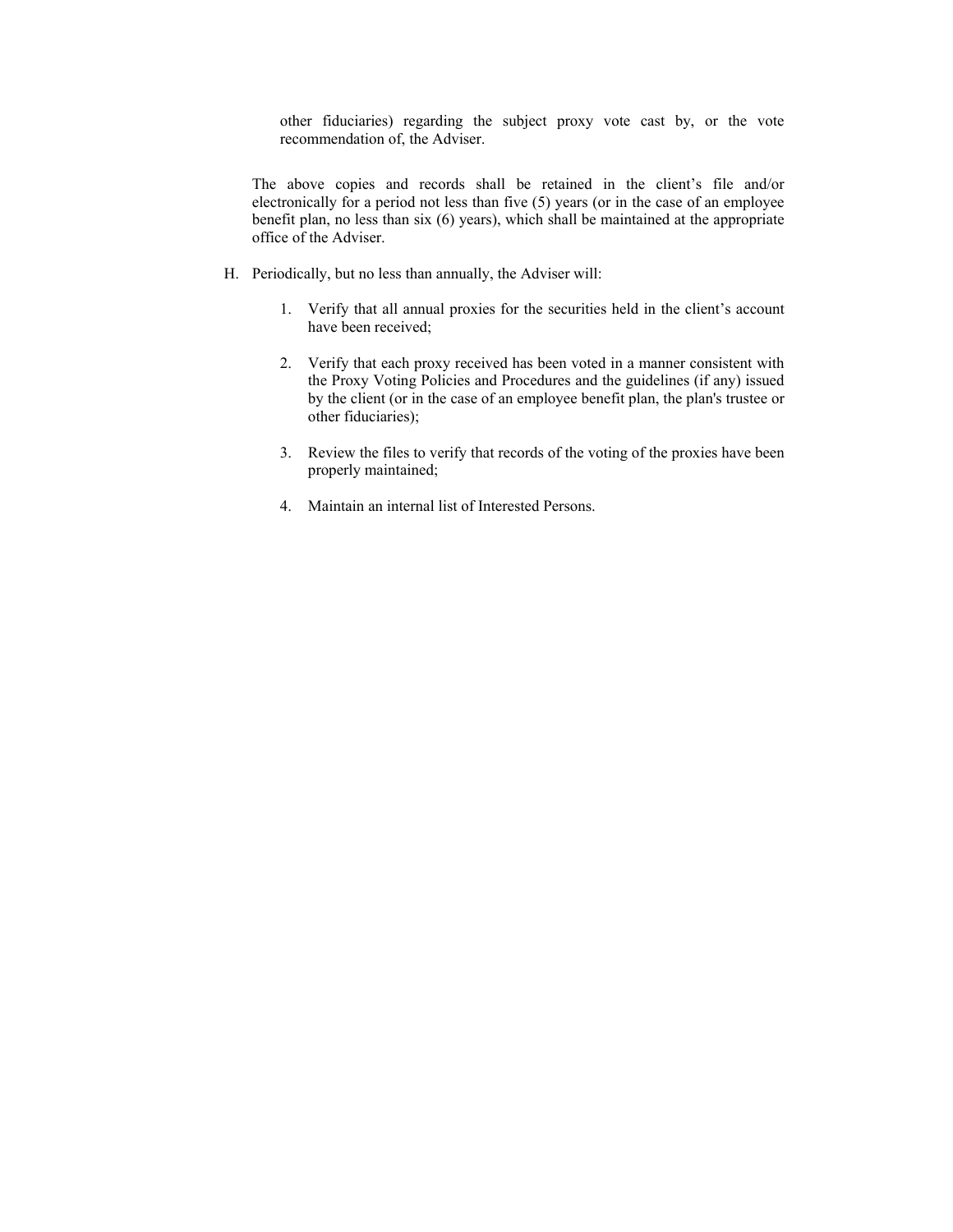other fiduciaries) regarding the subject proxy vote cast by, or the vote recommendation of, the Adviser.

The above copies and records shall be retained in the client's file and/or electronically for a period not less than five (5) years (or in the case of an employee benefit plan, no less than six (6) years), which shall be maintained at the appropriate office of the Adviser.

H. Periodically, but no less than annually, the Adviser will:

   1. Verify that all annual proxies for the securities held in the client's account have been received;

   2. Verify that each proxy received has been voted in a manner consistent with the Proxy Voting Policies and Procedures and the guidelines (if any) issued by the client (or in the case of an employee benefit plan, the plan's trustee or other fiduciaries);

   3. Review the files to verify that records of the voting of the proxies have been properly maintained;

   4. Maintain an internal list of Interested Persons.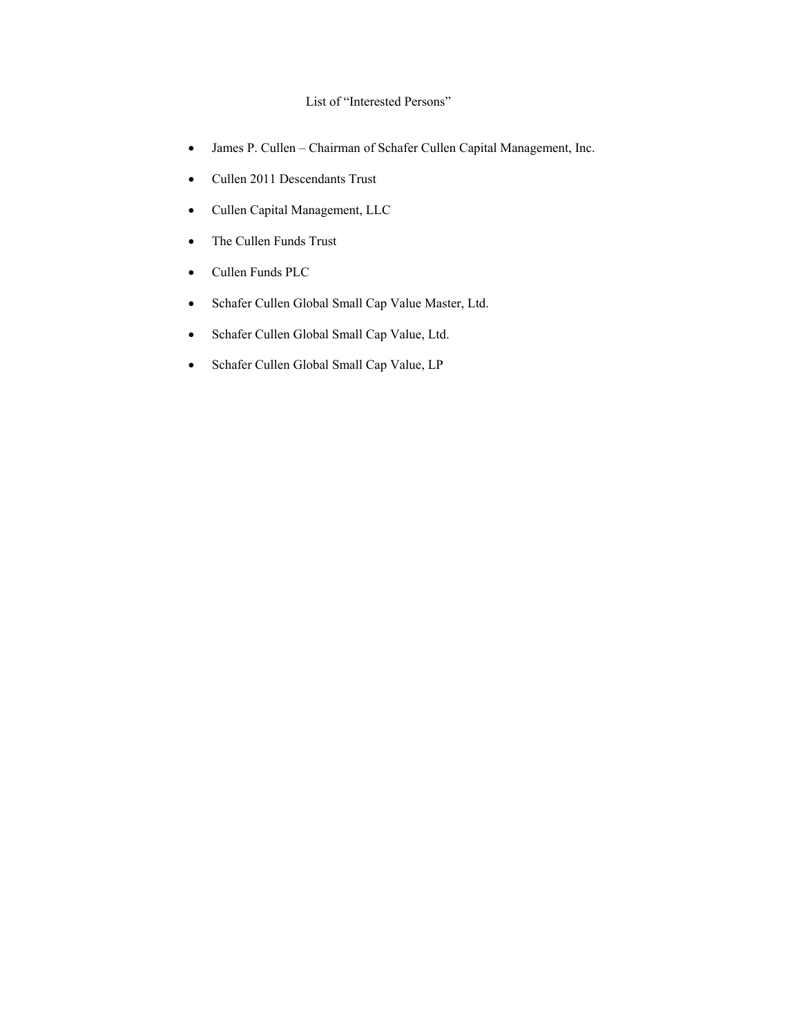List of "Interested Persons"

- James P. Cullen – Chairman of Schafer Cullen Capital Management, Inc.
- Cullen 2011 Descendants Trust
- Cullen Capital Management, LLC
- The Cullen Funds Trust
- Cullen Funds PLC
- Schafer Cullen Global Small Cap Value Master, Ltd.
- Schafer Cullen Global Small Cap Value, Ltd.
- Schafer Cullen Global Small Cap Value, LP